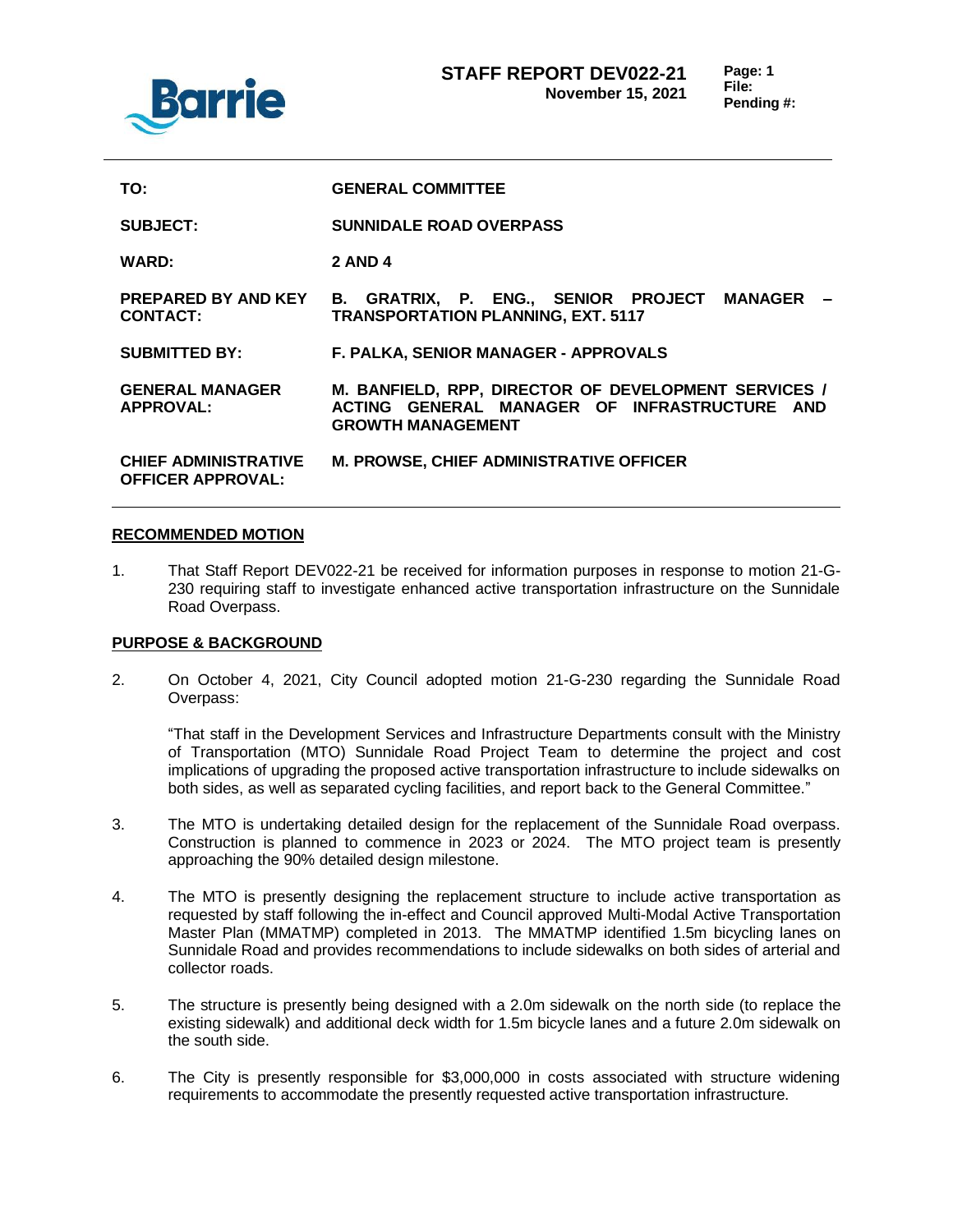**STAFF REPORT DEV022-21**
**November 15, 2021**

| | |
|---|---|
| **TO:** | **GENERAL COMMITTEE** |
| **SUBJECT:** | **SUNNIDALE ROAD OVERPASS** |
| **WARD:** | **2 AND 4** |
| **PREPARED BY AND KEY CONTACT:** | **B. GRATRIX, P. ENG., SENIOR PROJECT MANAGER – TRANSPORTATION PLANNING, EXT. 5117** |
| **SUBMITTED BY:** | **F. PALKA, SENIOR MANAGER - APPROVALS** |
| **GENERAL MANAGER APPROVAL:** | **M. BANFIELD, RPP, DIRECTOR OF DEVELOPMENT SERVICES / ACTING GENERAL MANAGER OF INFRASTRUCTURE AND GROWTH MANAGEMENT** |
| **CHIEF ADMINISTRATIVE OFFICER APPROVAL:** | **M. PROWSE, CHIEF ADMINISTRATIVE OFFICER** |

## RECOMMENDED MOTION

1. That Staff Report DEV022-21 be received for information purposes in response to motion 21-G-230 requiring staff to investigate enhanced active transportation infrastructure on the Sunnidale Road Overpass.

## PURPOSE & BACKGROUND

2. On October 4, 2021, City Council adopted motion 21-G-230 regarding the Sunnidale Road Overpass:

   "That staff in the Development Services and Infrastructure Departments consult with the Ministry of Transportation (MTO) Sunnidale Road Project Team to determine the project and cost implications of upgrading the proposed active transportation infrastructure to include sidewalks on both sides, as well as separated cycling facilities, and report back to the General Committee."

3. The MTO is undertaking detailed design for the replacement of the Sunnidale Road overpass. Construction is planned to commence in 2023 or 2024. The MTO project team is presently approaching the 90% detailed design milestone.

4. The MTO is presently designing the replacement structure to include active transportation as requested by staff following the in-effect and Council approved Multi-Modal Active Transportation Master Plan (MMATMP) completed in 2013. The MMATMP identified 1.5m bicycling lanes on Sunnidale Road and provides recommendations to include sidewalks on both sides of arterial and collector roads.

5. The structure is presently being designed with a 2.0m sidewalk on the north side (to replace the existing sidewalk) and additional deck width for 1.5m bicycle lanes and a future 2.0m sidewalk on the south side.

6. The City is presently responsible for $3,000,000 in costs associated with structure widening requirements to accommodate the presently requested active transportation infrastructure.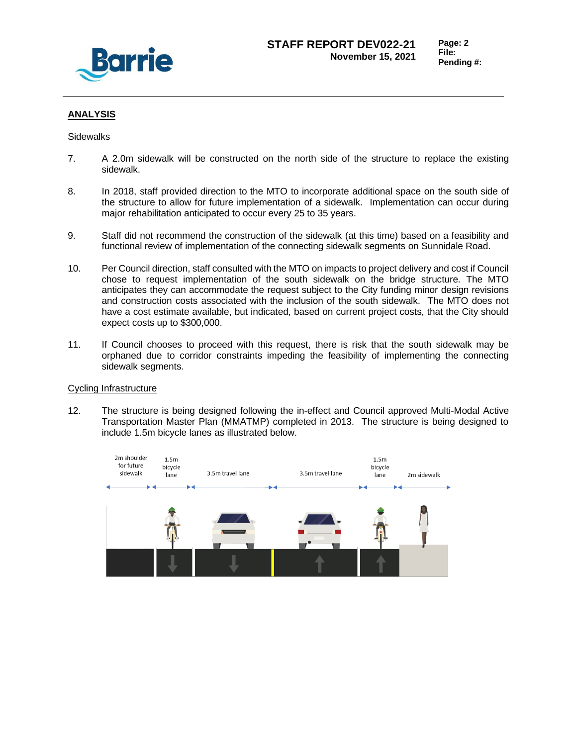## ANALYSIS

Sidewalks

7. A 2.0m sidewalk will be constructed on the north side of the structure to replace the existing sidewalk.

8. In 2018, staff provided direction to the MTO to incorporate additional space on the south side of the structure to allow for future implementation of a sidewalk. Implementation can occur during major rehabilitation anticipated to occur every 25 to 35 years.

9. Staff did not recommend the construction of the sidewalk (at this time) based on a feasibility and functional review of implementation of the connecting sidewalk segments on Sunnidale Road.

10. Per Council direction, staff consulted with the MTO on impacts to project delivery and cost if Council chose to request implementation of the south sidewalk on the bridge structure. The MTO anticipates they can accommodate the request subject to the City funding minor design revisions and construction costs associated with the inclusion of the south sidewalk. The MTO does not have a cost estimate available, but indicated, based on current project costs, that the City should expect costs up to $300,000.

11. If Council chooses to proceed with this request, there is risk that the south sidewalk may be orphaned due to corridor constraints impeding the feasibility of implementing the connecting sidewalk segments.

Cycling Infrastructure

12. The structure is being designed following the in-effect and Council approved Multi-Modal Active Transportation Master Plan (MMATMP) completed in 2013. The structure is being designed to include 1.5m bicycle lanes as illustrated below.

2m shoulder for future sidewalk

1.5m bicycle lane

3.5m travel lane

3.5m travel lane

1.5m bicycle lane

2m sidewalk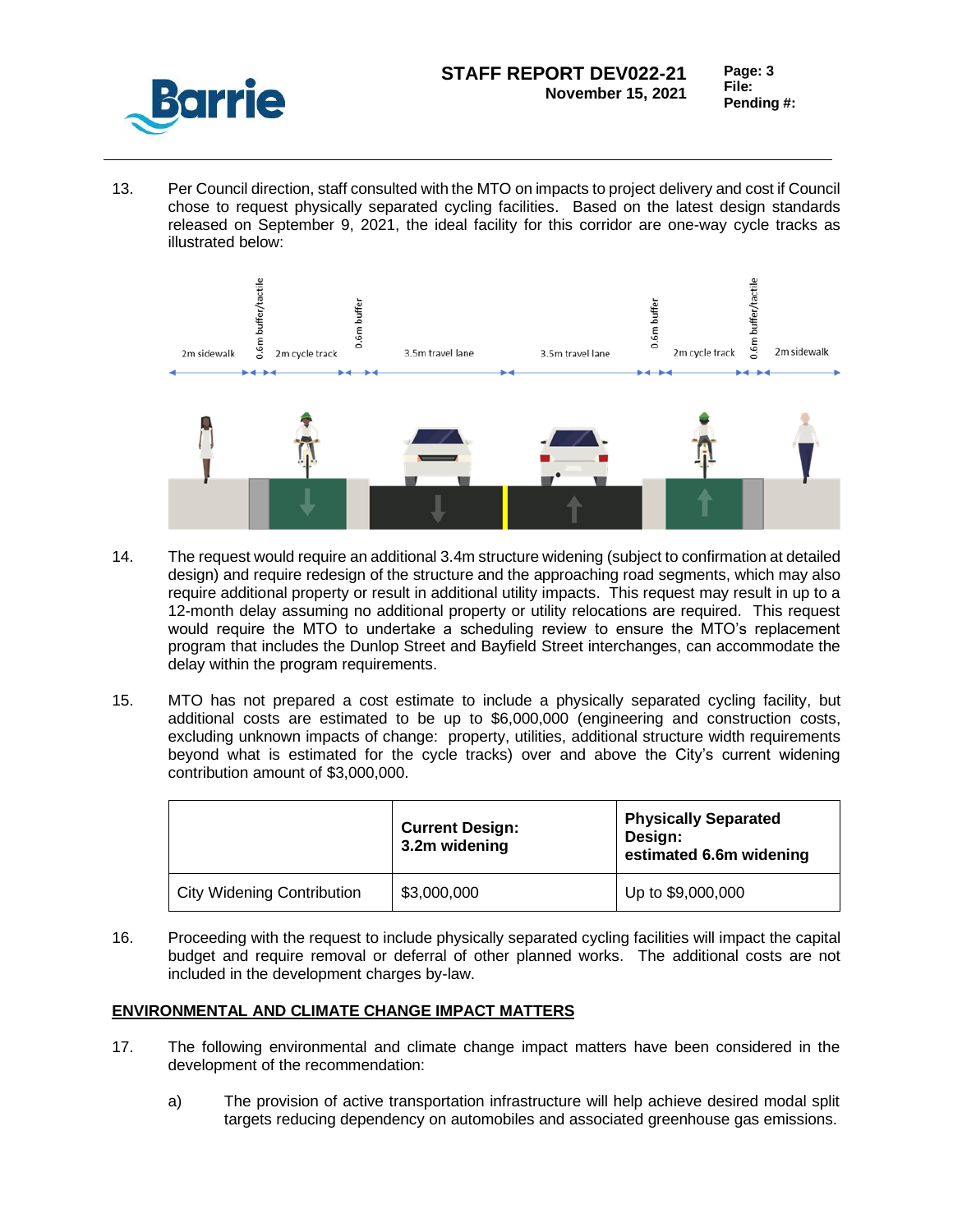13. Per Council direction, staff consulted with the MTO on impacts to project delivery and cost if Council chose to request physically separated cycling facilities. Based on the latest design standards released on September 9, 2021, the ideal facility for this corridor are one-way cycle tracks as illustrated below:

2m sidewalk
0.6m buffer/tactile
2m cycle track
0.6m buffer
3.5m travel lane
3.5m travel lane
0.6m buffer
2m cycle track
0.6m buffer/tactile
2m sidewalk

14. The request would require an additional 3.4m structure widening (subject to confirmation at detailed design) and require redesign of the structure and the approaching road segments, which may also require additional property or result in additional utility impacts. This request may result in up to a 12-month delay assuming no additional property or utility relocations are required. This request would require the MTO to undertake a scheduling review to ensure the MTO's replacement program that includes the Dunlop Street and Bayfield Street interchanges, can accommodate the delay within the program requirements.

15. MTO has not prepared a cost estimate to include a physically separated cycling facility, but additional costs are estimated to be up to $6,000,000 (engineering and construction costs, excluding unknown impacts of change: property, utilities, additional structure width requirements beyond what is estimated for the cycle tracks) over and above the City's current widening contribution amount of $3,000,000.

| | **Current Design: 3.2m widening** | **Physically Separated Design: estimated 6.6m widening** |
|---|---|---|
| City Widening Contribution | $3,000,000 | Up to $9,000,000 |

16. Proceeding with the request to include physically separated cycling facilities will impact the capital budget and require removal or deferral of other planned works. The additional costs are not included in the development charges by-law.

## ENVIRONMENTAL AND CLIMATE CHANGE IMPACT MATTERS

17. The following environmental and climate change impact matters have been considered in the development of the recommendation:

    a) The provision of active transportation infrastructure will help achieve desired modal split targets reducing dependency on automobiles and associated greenhouse gas emissions.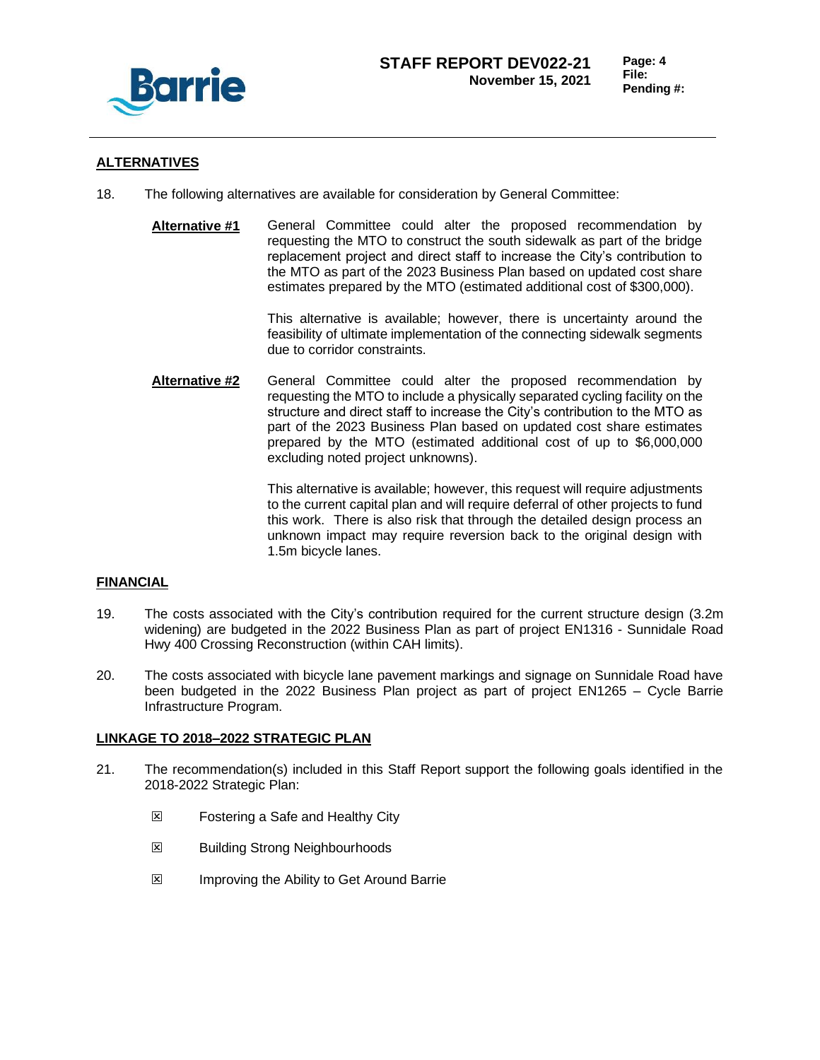## ALTERNATIVES

18. The following alternatives are available for consideration by General Committee:

**Alternative #1** General Committee could alter the proposed recommendation by requesting the MTO to construct the south sidewalk as part of the bridge replacement project and direct staff to increase the City's contribution to the MTO as part of the 2023 Business Plan based on updated cost share estimates prepared by the MTO (estimated additional cost of $300,000).

This alternative is available; however, there is uncertainty around the feasibility of ultimate implementation of the connecting sidewalk segments due to corridor constraints.

**Alternative #2** General Committee could alter the proposed recommendation by requesting the MTO to include a physically separated cycling facility on the structure and direct staff to increase the City's contribution to the MTO as part of the 2023 Business Plan based on updated cost share estimates prepared by the MTO (estimated additional cost of up to $6,000,000 excluding noted project unknowns).

This alternative is available; however, this request will require adjustments to the current capital plan and will require deferral of other projects to fund this work. There is also risk that through the detailed design process an unknown impact may require reversion back to the original design with 1.5m bicycle lanes.

## FINANCIAL

19. The costs associated with the City's contribution required for the current structure design (3.2m widening) are budgeted in the 2022 Business Plan as part of project EN1316 - Sunnidale Road Hwy 400 Crossing Reconstruction (within CAH limits).

20. The costs associated with bicycle lane pavement markings and signage on Sunnidale Road have been budgeted in the 2022 Business Plan project as part of project EN1265 – Cycle Barrie Infrastructure Program.

## LINKAGE TO 2018–2022 STRATEGIC PLAN

21. The recommendation(s) included in this Staff Report support the following goals identified in the 2018-2022 Strategic Plan:

☒ Fostering a Safe and Healthy City

☒ Building Strong Neighbourhoods

☒ Improving the Ability to Get Around Barrie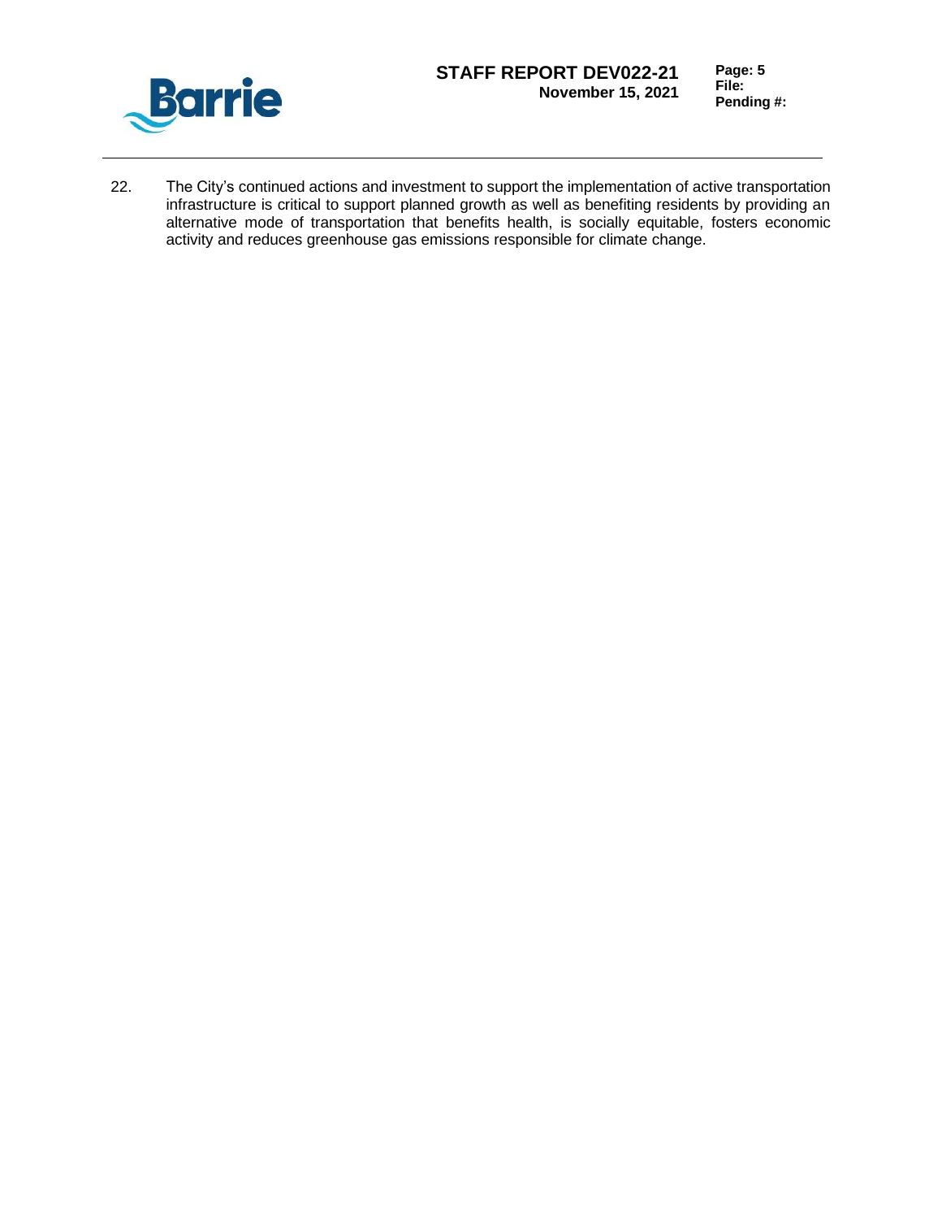22. The City's continued actions and investment to support the implementation of active transportation infrastructure is critical to support planned growth as well as benefiting residents by providing an alternative mode of transportation that benefits health, is socially equitable, fosters economic activity and reduces greenhouse gas emissions responsible for climate change.